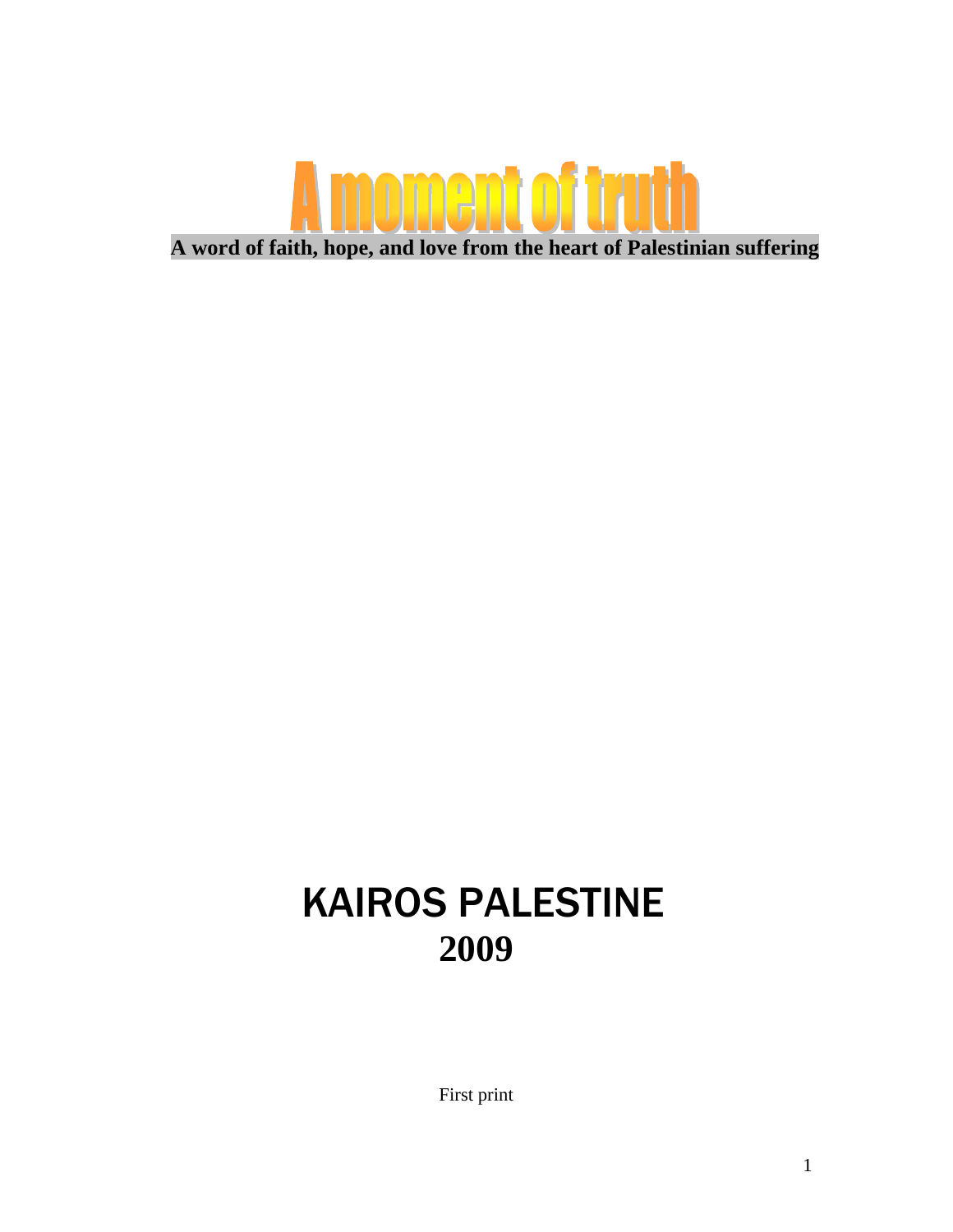# A moment of truth

**A word of faith, hope, and love from the heart of Palestinian suffering**

# KAIROS PALESTINE
# 2009

First print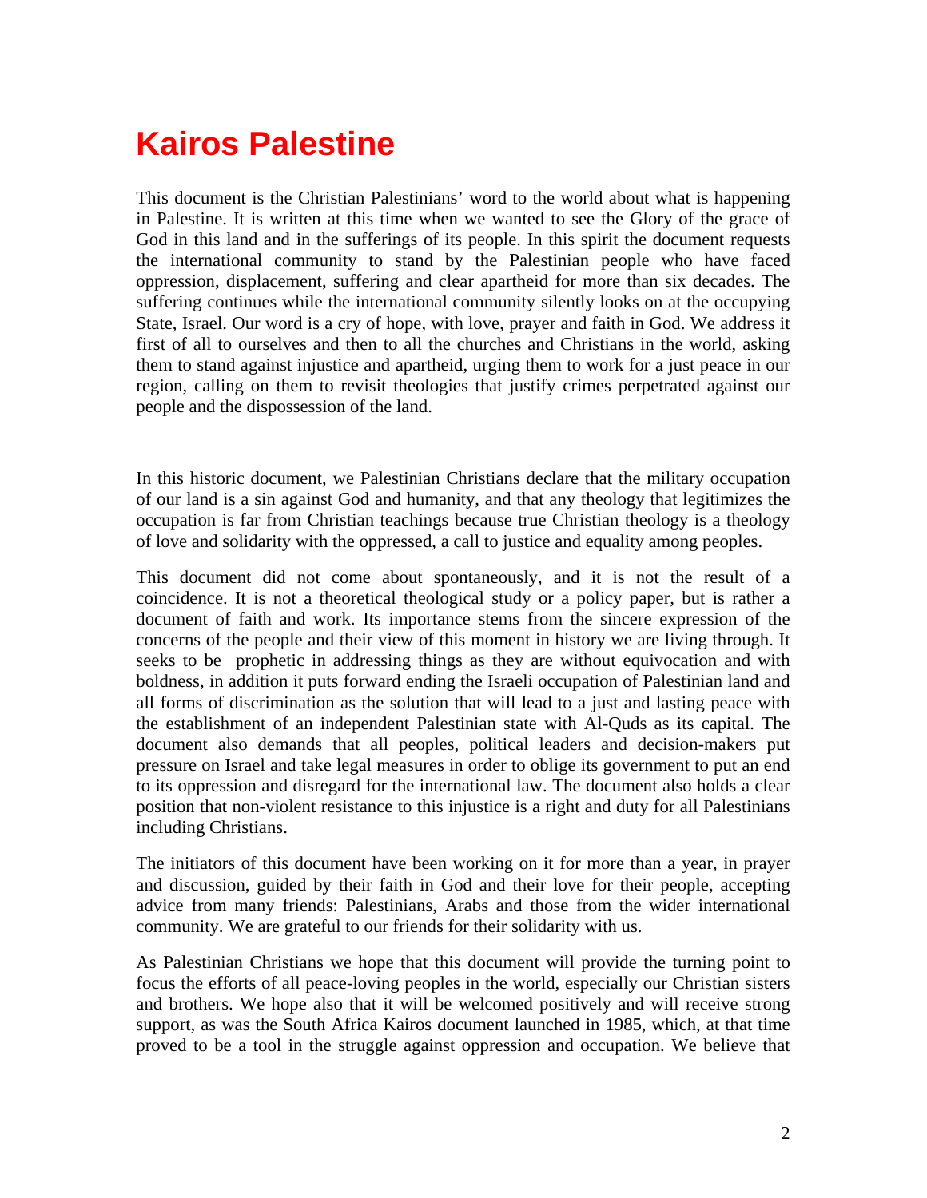# Kairos Palestine

This document is the Christian Palestinians' word to the world about what is happening in Palestine. It is written at this time when we wanted to see the Glory of the grace of God in this land and in the sufferings of its people. In this spirit the document requests the international community to stand by the Palestinian people who have faced oppression, displacement, suffering and clear apartheid for more than six decades. The suffering continues while the international community silently looks on at the occupying State, Israel. Our word is a cry of hope, with love, prayer and faith in God. We address it first of all to ourselves and then to all the churches and Christians in the world, asking them to stand against injustice and apartheid, urging them to work for a just peace in our region, calling on them to revisit theologies that justify crimes perpetrated against our people and the dispossession of the land.

In this historic document, we Palestinian Christians declare that the military occupation of our land is a sin against God and humanity, and that any theology that legitimizes the occupation is far from Christian teachings because true Christian theology is a theology of love and solidarity with the oppressed, a call to justice and equality among peoples.

This document did not come about spontaneously, and it is not the result of a coincidence. It is not a theoretical theological study or a policy paper, but is rather a document of faith and work. Its importance stems from the sincere expression of the concerns of the people and their view of this moment in history we are living through. It seeks to be prophetic in addressing things as they are without equivocation and with boldness, in addition it puts forward ending the Israeli occupation of Palestinian land and all forms of discrimination as the solution that will lead to a just and lasting peace with the establishment of an independent Palestinian state with Al-Quds as its capital. The document also demands that all peoples, political leaders and decision-makers put pressure on Israel and take legal measures in order to oblige its government to put an end to its oppression and disregard for the international law. The document also holds a clear position that non-violent resistance to this injustice is a right and duty for all Palestinians including Christians.

The initiators of this document have been working on it for more than a year, in prayer and discussion, guided by their faith in God and their love for their people, accepting advice from many friends: Palestinians, Arabs and those from the wider international community. We are grateful to our friends for their solidarity with us.

As Palestinian Christians we hope that this document will provide the turning point to focus the efforts of all peace-loving peoples in the world, especially our Christian sisters and brothers. We hope also that it will be welcomed positively and will receive strong support, as was the South Africa Kairos document launched in 1985, which, at that time proved to be a tool in the struggle against oppression and occupation. We believe that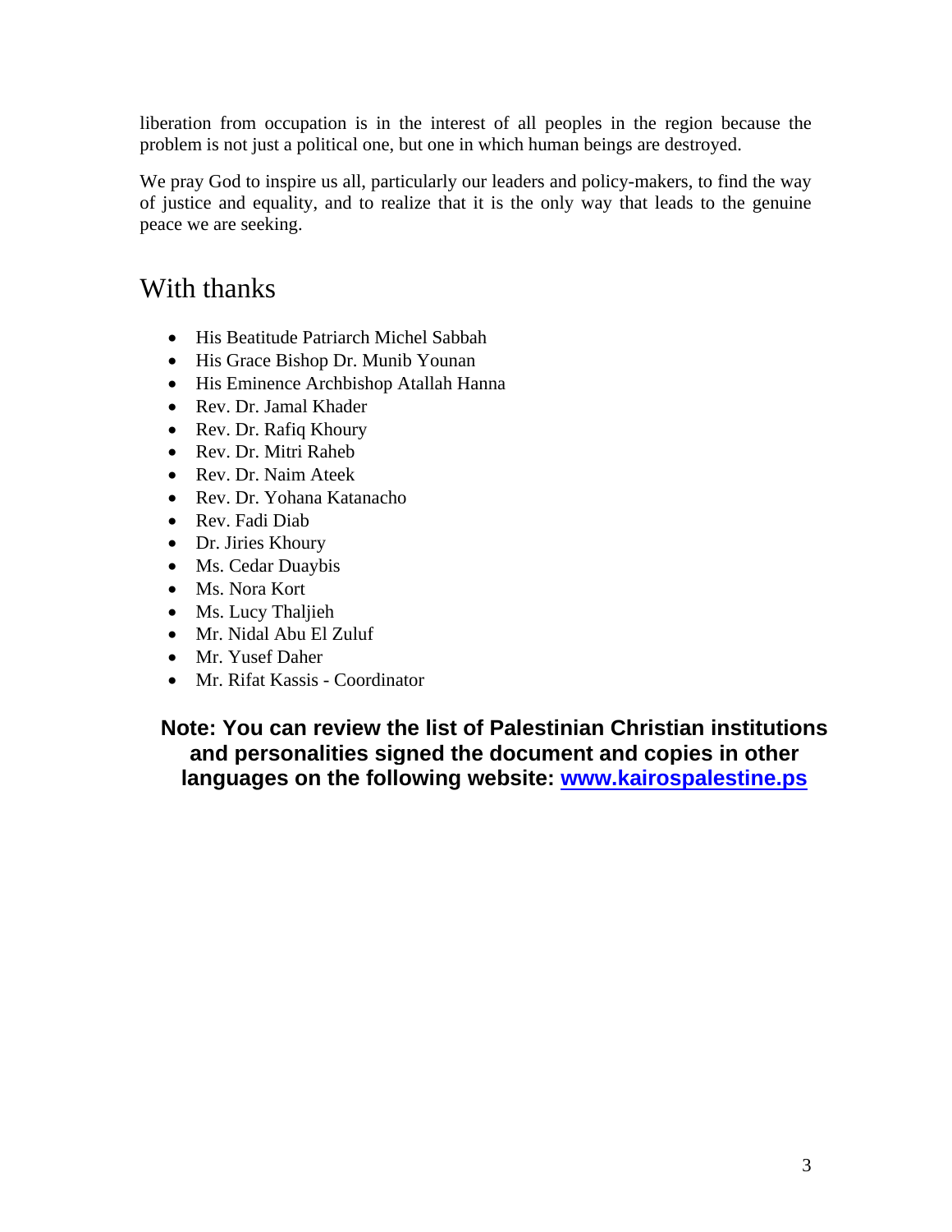liberation from occupation is in the interest of all peoples in the region because the problem is not just a political one, but one in which human beings are destroyed.

We pray God to inspire us all, particularly our leaders and policy-makers, to find the way of justice and equality, and to realize that it is the only way that leads to the genuine peace we are seeking.

## With thanks

- His Beatitude Patriarch Michel Sabbah
- His Grace Bishop Dr. Munib Younan
- His Eminence Archbishop Atallah Hanna
- Rev. Dr. Jamal Khader
- Rev. Dr. Rafiq Khoury
- Rev. Dr. Mitri Raheb
- Rev. Dr. Naim Ateek
- Rev. Dr. Yohana Katanacho
- Rev. Fadi Diab
- Dr. Jiries Khoury
- Ms. Cedar Duaybis
- Ms. Nora Kort
- Ms. Lucy Thaljieh
- Mr. Nidal Abu El Zuluf
- Mr. Yusef Daher
- Mr. Rifat Kassis - Coordinator

**Note: You can review the list of Palestinian Christian institutions and personalities signed the document and copies in other languages on the following website: [www.kairospalestine.ps](http://www.kairospalestine.ps)**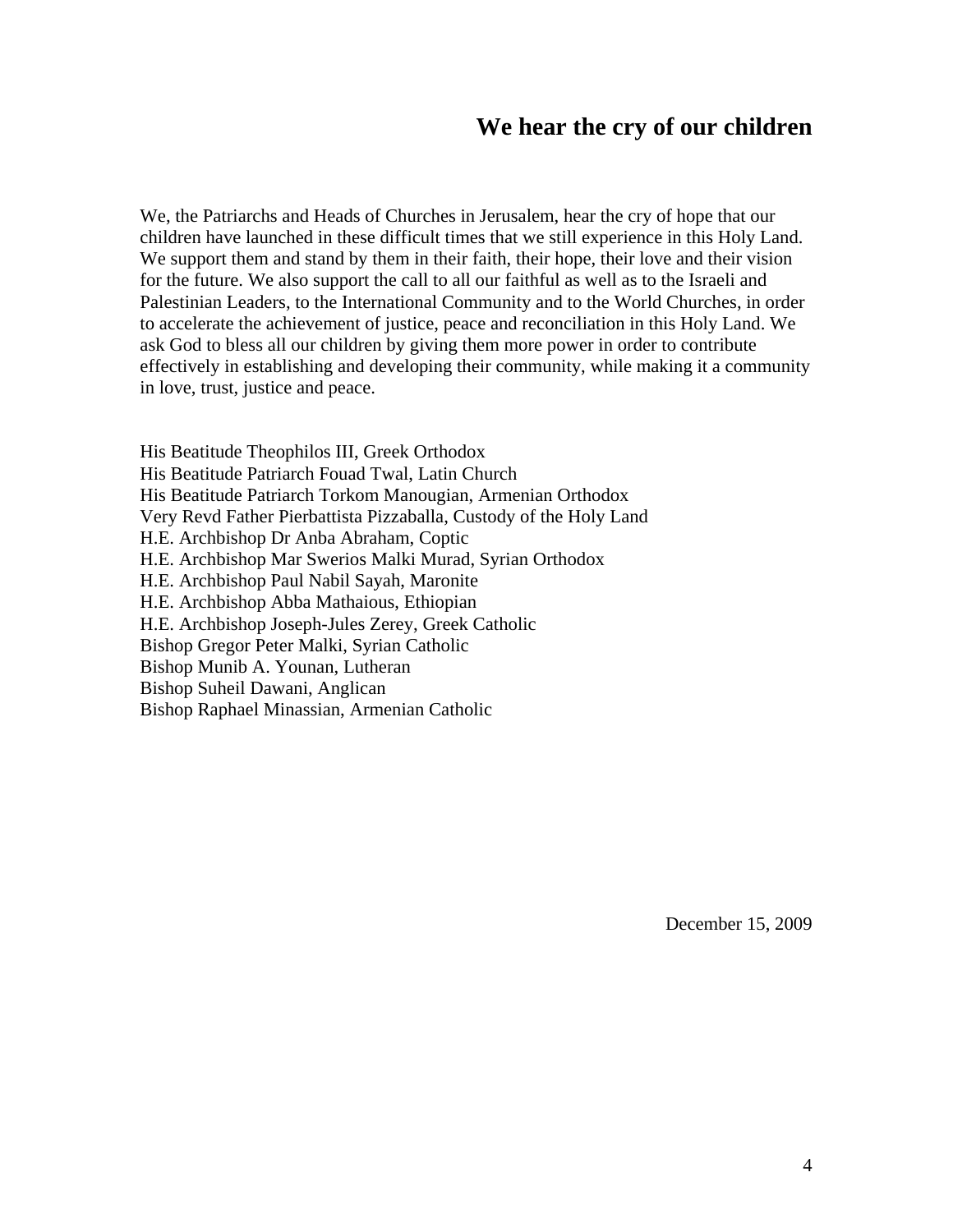# We hear the cry of our children

We, the Patriarchs and Heads of Churches in Jerusalem, hear the cry of hope that our children have launched in these difficult times that we still experience in this Holy Land. We support them and stand by them in their faith, their hope, their love and their vision for the future. We also support the call to all our faithful as well as to the Israeli and Palestinian Leaders, to the International Community and to the World Churches, in order to accelerate the achievement of justice, peace and reconciliation in this Holy Land. We ask God to bless all our children by giving them more power in order to contribute effectively in establishing and developing their community, while making it a community in love, trust, justice and peace.

His Beatitude Theophilos III, Greek Orthodox
His Beatitude Patriarch Fouad Twal, Latin Church
His Beatitude Patriarch Torkom Manougian, Armenian Orthodox
Very Revd Father Pierbattista Pizzaballa, Custody of the Holy Land
H.E. Archbishop Dr Anba Abraham, Coptic
H.E. Archbishop Mar Swerios Malki Murad, Syrian Orthodox
H.E. Archbishop Paul Nabil Sayah, Maronite
H.E. Archbishop Abba Mathaious, Ethiopian
H.E. Archbishop Joseph-Jules Zerey, Greek Catholic
Bishop Gregor Peter Malki, Syrian Catholic
Bishop Munib A. Younan, Lutheran
Bishop Suheil Dawani, Anglican
Bishop Raphael Minassian, Armenian Catholic

December 15, 2009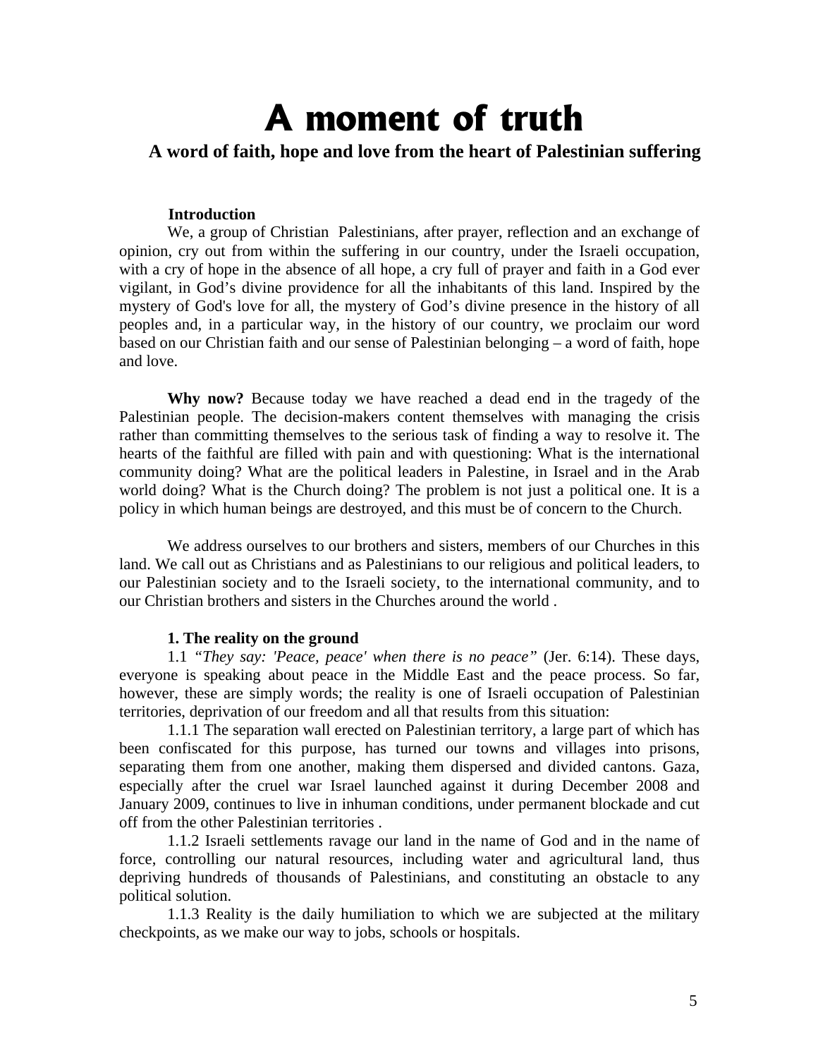# A moment of truth

## A word of faith, hope and love from the heart of Palestinian suffering

**Introduction**

We, a group of Christian Palestinians, after prayer, reflection and an exchange of opinion, cry out from within the suffering in our country, under the Israeli occupation, with a cry of hope in the absence of all hope, a cry full of prayer and faith in a God ever vigilant, in God's divine providence for all the inhabitants of this land. Inspired by the mystery of God's love for all, the mystery of God's divine presence in the history of all peoples and, in a particular way, in the history of our country, we proclaim our word based on our Christian faith and our sense of Palestinian belonging – a word of faith, hope and love.

**Why now?** Because today we have reached a dead end in the tragedy of the Palestinian people. The decision-makers content themselves with managing the crisis rather than committing themselves to the serious task of finding a way to resolve it. The hearts of the faithful are filled with pain and with questioning: What is the international community doing? What are the political leaders in Palestine, in Israel and in the Arab world doing? What is the Church doing? The problem is not just a political one. It is a policy in which human beings are destroyed, and this must be of concern to the Church.

We address ourselves to our brothers and sisters, members of our Churches in this land. We call out as Christians and as Palestinians to our religious and political leaders, to our Palestinian society and to the Israeli society, to the international community, and to our Christian brothers and sisters in the Churches around the world .

**1. The reality on the ground**

1.1 *"They say: 'Peace, peace' when there is no peace"* (Jer. 6:14). These days, everyone is speaking about peace in the Middle East and the peace process. So far, however, these are simply words; the reality is one of Israeli occupation of Palestinian territories, deprivation of our freedom and all that results from this situation:

1.1.1 The separation wall erected on Palestinian territory, a large part of which has been confiscated for this purpose, has turned our towns and villages into prisons, separating them from one another, making them dispersed and divided cantons. Gaza, especially after the cruel war Israel launched against it during December 2008 and January 2009, continues to live in inhuman conditions, under permanent blockade and cut off from the other Palestinian territories .

1.1.2 Israeli settlements ravage our land in the name of God and in the name of force, controlling our natural resources, including water and agricultural land, thus depriving hundreds of thousands of Palestinians, and constituting an obstacle to any political solution.

1.1.3 Reality is the daily humiliation to which we are subjected at the military checkpoints, as we make our way to jobs, schools or hospitals.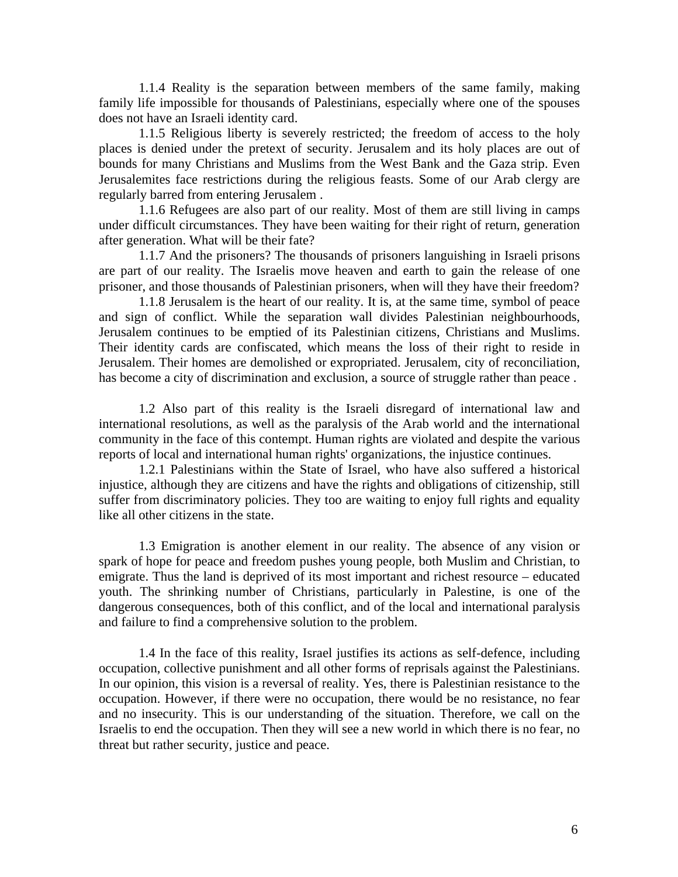1.1.4 Reality is the separation between members of the same family, making family life impossible for thousands of Palestinians, especially where one of the spouses does not have an Israeli identity card.

1.1.5 Religious liberty is severely restricted; the freedom of access to the holy places is denied under the pretext of security. Jerusalem and its holy places are out of bounds for many Christians and Muslims from the West Bank and the Gaza strip. Even Jerusalemites face restrictions during the religious feasts. Some of our Arab clergy are regularly barred from entering Jerusalem .

1.1.6 Refugees are also part of our reality. Most of them are still living in camps under difficult circumstances. They have been waiting for their right of return, generation after generation. What will be their fate?

1.1.7 And the prisoners? The thousands of prisoners languishing in Israeli prisons are part of our reality. The Israelis move heaven and earth to gain the release of one prisoner, and those thousands of Palestinian prisoners, when will they have their freedom?

1.1.8 Jerusalem is the heart of our reality. It is, at the same time, symbol of peace and sign of conflict. While the separation wall divides Palestinian neighbourhoods, Jerusalem continues to be emptied of its Palestinian citizens, Christians and Muslims. Their identity cards are confiscated, which means the loss of their right to reside in Jerusalem. Their homes are demolished or expropriated. Jerusalem, city of reconciliation, has become a city of discrimination and exclusion, a source of struggle rather than peace .

1.2 Also part of this reality is the Israeli disregard of international law and international resolutions, as well as the paralysis of the Arab world and the international community in the face of this contempt. Human rights are violated and despite the various reports of local and international human rights' organizations, the injustice continues.

1.2.1 Palestinians within the State of Israel, who have also suffered a historical injustice, although they are citizens and have the rights and obligations of citizenship, still suffer from discriminatory policies. They too are waiting to enjoy full rights and equality like all other citizens in the state.

1.3 Emigration is another element in our reality. The absence of any vision or spark of hope for peace and freedom pushes young people, both Muslim and Christian, to emigrate. Thus the land is deprived of its most important and richest resource – educated youth. The shrinking number of Christians, particularly in Palestine, is one of the dangerous consequences, both of this conflict, and of the local and international paralysis and failure to find a comprehensive solution to the problem.

1.4 In the face of this reality, Israel justifies its actions as self-defence, including occupation, collective punishment and all other forms of reprisals against the Palestinians. In our opinion, this vision is a reversal of reality. Yes, there is Palestinian resistance to the occupation. However, if there were no occupation, there would be no resistance, no fear and no insecurity. This is our understanding of the situation. Therefore, we call on the Israelis to end the occupation. Then they will see a new world in which there is no fear, no threat but rather security, justice and peace.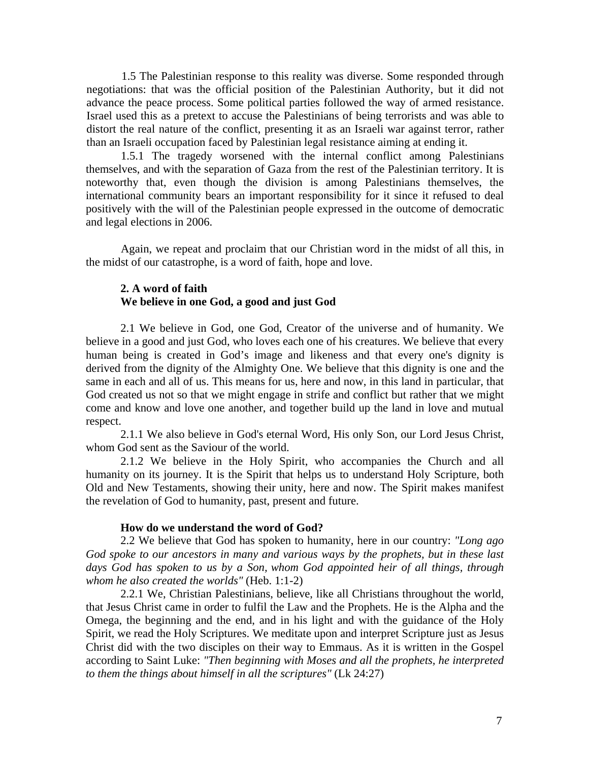1.5 The Palestinian response to this reality was diverse. Some responded through negotiations: that was the official position of the Palestinian Authority, but it did not advance the peace process. Some political parties followed the way of armed resistance. Israel used this as a pretext to accuse the Palestinians of being terrorists and was able to distort the real nature of the conflict, presenting it as an Israeli war against terror, rather than an Israeli occupation faced by Palestinian legal resistance aiming at ending it.

1.5.1 The tragedy worsened with the internal conflict among Palestinians themselves, and with the separation of Gaza from the rest of the Palestinian territory. It is noteworthy that, even though the division is among Palestinians themselves, the international community bears an important responsibility for it since it refused to deal positively with the will of the Palestinian people expressed in the outcome of democratic and legal elections in 2006.

Again, we repeat and proclaim that our Christian word in the midst of all this, in the midst of our catastrophe, is a word of faith, hope and love.

## 2. A word of faith

### We believe in one God, a good and just God

2.1 We believe in God, one God, Creator of the universe and of humanity. We believe in a good and just God, who loves each one of his creatures. We believe that every human being is created in God's image and likeness and that every one's dignity is derived from the dignity of the Almighty One. We believe that this dignity is one and the same in each and all of us. This means for us, here and now, in this land in particular, that God created us not so that we might engage in strife and conflict but rather that we might come and know and love one another, and together build up the land in love and mutual respect.

2.1.1 We also believe in God's eternal Word, His only Son, our Lord Jesus Christ, whom God sent as the Saviour of the world.

2.1.2 We believe in the Holy Spirit, who accompanies the Church and all humanity on its journey. It is the Spirit that helps us to understand Holy Scripture, both Old and New Testaments, showing their unity, here and now. The Spirit makes manifest the revelation of God to humanity, past, present and future.

### How do we understand the word of God?

2.2 We believe that God has spoken to humanity, here in our country: *"Long ago God spoke to our ancestors in many and various ways by the prophets, but in these last days God has spoken to us by a Son, whom God appointed heir of all things, through whom he also created the worlds"* (Heb. 1:1-2)

2.2.1 We, Christian Palestinians, believe, like all Christians throughout the world, that Jesus Christ came in order to fulfil the Law and the Prophets. He is the Alpha and the Omega, the beginning and the end, and in his light and with the guidance of the Holy Spirit, we read the Holy Scriptures. We meditate upon and interpret Scripture just as Jesus Christ did with the two disciples on their way to Emmaus. As it is written in the Gospel according to Saint Luke: *"Then beginning with Moses and all the prophets, he interpreted to them the things about himself in all the scriptures"* (Lk 24:27)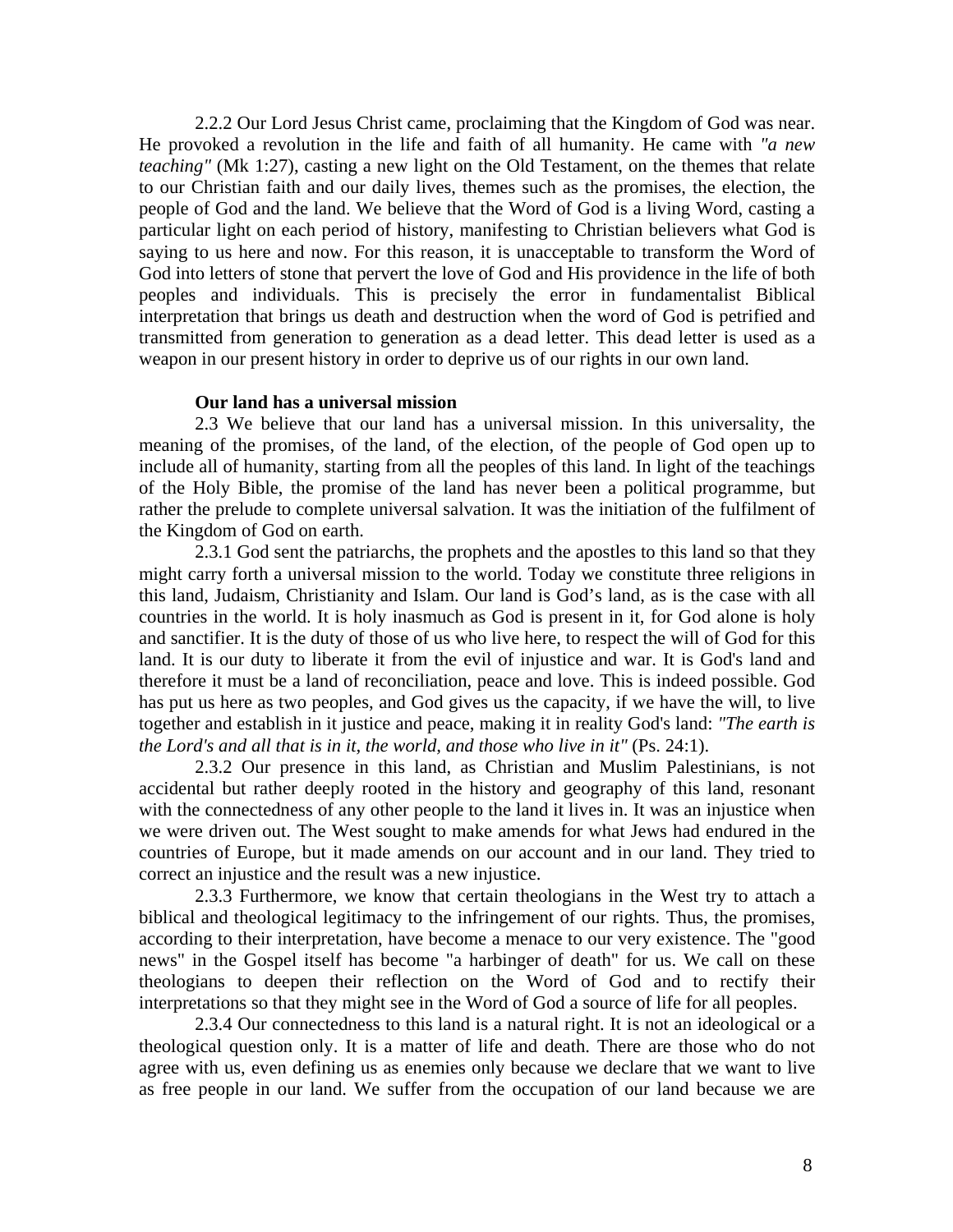2.2.2 Our Lord Jesus Christ came, proclaiming that the Kingdom of God was near. He provoked a revolution in the life and faith of all humanity. He came with *"a new teaching"* (Mk 1:27), casting a new light on the Old Testament, on the themes that relate to our Christian faith and our daily lives, themes such as the promises, the election, the people of God and the land. We believe that the Word of God is a living Word, casting a particular light on each period of history, manifesting to Christian believers what God is saying to us here and now. For this reason, it is unacceptable to transform the Word of God into letters of stone that pervert the love of God and His providence in the life of both peoples and individuals. This is precisely the error in fundamentalist Biblical interpretation that brings us death and destruction when the word of God is petrified and transmitted from generation to generation as a dead letter. This dead letter is used as a weapon in our present history in order to deprive us of our rights in our own land.

**Our land has a universal mission**

2.3 We believe that our land has a universal mission. In this universality, the meaning of the promises, of the land, of the election, of the people of God open up to include all of humanity, starting from all the peoples of this land. In light of the teachings of the Holy Bible, the promise of the land has never been a political programme, but rather the prelude to complete universal salvation. It was the initiation of the fulfilment of the Kingdom of God on earth.

2.3.1 God sent the patriarchs, the prophets and the apostles to this land so that they might carry forth a universal mission to the world. Today we constitute three religions in this land, Judaism, Christianity and Islam. Our land is God's land, as is the case with all countries in the world. It is holy inasmuch as God is present in it, for God alone is holy and sanctifier. It is the duty of those of us who live here, to respect the will of God for this land. It is our duty to liberate it from the evil of injustice and war. It is God's land and therefore it must be a land of reconciliation, peace and love. This is indeed possible. God has put us here as two peoples, and God gives us the capacity, if we have the will, to live together and establish in it justice and peace, making it in reality God's land: *"The earth is the Lord's and all that is in it, the world, and those who live in it"* (Ps. 24:1).

2.3.2 Our presence in this land, as Christian and Muslim Palestinians, is not accidental but rather deeply rooted in the history and geography of this land, resonant with the connectedness of any other people to the land it lives in. It was an injustice when we were driven out. The West sought to make amends for what Jews had endured in the countries of Europe, but it made amends on our account and in our land. They tried to correct an injustice and the result was a new injustice.

2.3.3 Furthermore, we know that certain theologians in the West try to attach a biblical and theological legitimacy to the infringement of our rights. Thus, the promises, according to their interpretation, have become a menace to our very existence. The "good news" in the Gospel itself has become "a harbinger of death" for us. We call on these theologians to deepen their reflection on the Word of God and to rectify their interpretations so that they might see in the Word of God a source of life for all peoples.

2.3.4 Our connectedness to this land is a natural right. It is not an ideological or a theological question only. It is a matter of life and death. There are those who do not agree with us, even defining us as enemies only because we declare that we want to live as free people in our land. We suffer from the occupation of our land because we are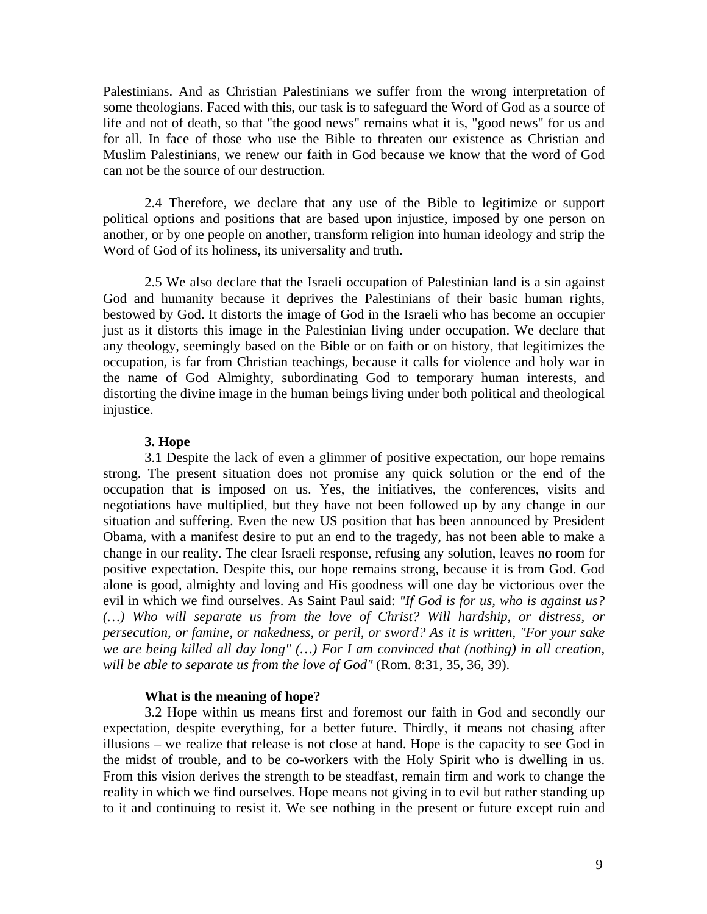Palestinians. And as Christian Palestinians we suffer from the wrong interpretation of some theologians. Faced with this, our task is to safeguard the Word of God as a source of life and not of death, so that "the good news" remains what it is, "good news" for us and for all. In face of those who use the Bible to threaten our existence as Christian and Muslim Palestinians, we renew our faith in God because we know that the word of God can not be the source of our destruction.

2.4 Therefore, we declare that any use of the Bible to legitimize or support political options and positions that are based upon injustice, imposed by one person on another, or by one people on another, transform religion into human ideology and strip the Word of God of its holiness, its universality and truth.

2.5 We also declare that the Israeli occupation of Palestinian land is a sin against God and humanity because it deprives the Palestinians of their basic human rights, bestowed by God. It distorts the image of God in the Israeli who has become an occupier just as it distorts this image in the Palestinian living under occupation. We declare that any theology, seemingly based on the Bible or on faith or on history, that legitimizes the occupation, is far from Christian teachings, because it calls for violence and holy war in the name of God Almighty, subordinating God to temporary human interests, and distorting the divine image in the human beings living under both political and theological injustice.

## 3. Hope

3.1 Despite the lack of even a glimmer of positive expectation, our hope remains strong. The present situation does not promise any quick solution or the end of the occupation that is imposed on us. Yes, the initiatives, the conferences, visits and negotiations have multiplied, but they have not been followed up by any change in our situation and suffering. Even the new US position that has been announced by President Obama, with a manifest desire to put an end to the tragedy, has not been able to make a change in our reality. The clear Israeli response, refusing any solution, leaves no room for positive expectation. Despite this, our hope remains strong, because it is from God. God alone is good, almighty and loving and His goodness will one day be victorious over the evil in which we find ourselves. As Saint Paul said: *"If God is for us, who is against us? (…) Who will separate us from the love of Christ? Will hardship, or distress, or persecution, or famine, or nakedness, or peril, or sword? As it is written, "For your sake we are being killed all day long" (…) For I am convinced that (nothing) in all creation, will be able to separate us from the love of God"* (Rom. 8:31, 35, 36, 39).

### What is the meaning of hope?

3.2 Hope within us means first and foremost our faith in God and secondly our expectation, despite everything, for a better future. Thirdly, it means not chasing after illusions – we realize that release is not close at hand. Hope is the capacity to see God in the midst of trouble, and to be co-workers with the Holy Spirit who is dwelling in us. From this vision derives the strength to be steadfast, remain firm and work to change the reality in which we find ourselves. Hope means not giving in to evil but rather standing up to it and continuing to resist it. We see nothing in the present or future except ruin and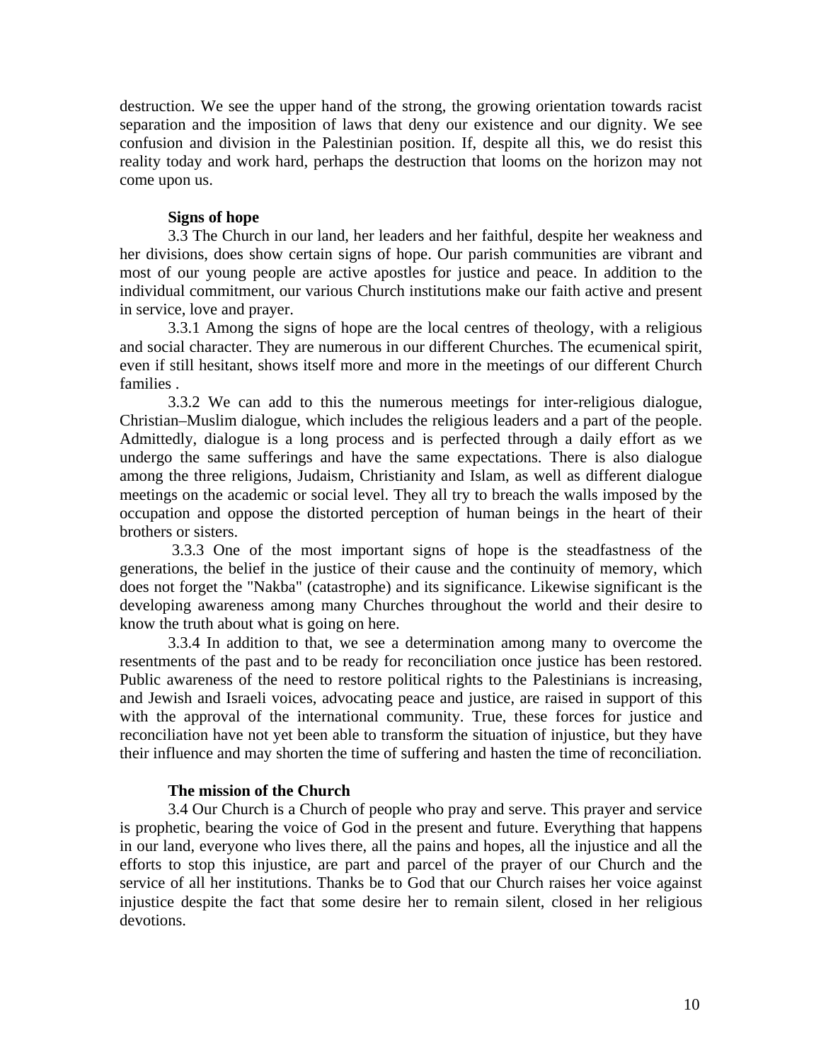destruction. We see the upper hand of the strong, the growing orientation towards racist separation and the imposition of laws that deny our existence and our dignity. We see confusion and division in the Palestinian position. If, despite all this, we do resist this reality today and work hard, perhaps the destruction that looms on the horizon may not come upon us.

**Signs of hope**

3.3 The Church in our land, her leaders and her faithful, despite her weakness and her divisions, does show certain signs of hope. Our parish communities are vibrant and most of our young people are active apostles for justice and peace. In addition to the individual commitment, our various Church institutions make our faith active and present in service, love and prayer.

3.3.1 Among the signs of hope are the local centres of theology, with a religious and social character. They are numerous in our different Churches. The ecumenical spirit, even if still hesitant, shows itself more and more in the meetings of our different Church families .

3.3.2 We can add to this the numerous meetings for inter-religious dialogue, Christian–Muslim dialogue, which includes the religious leaders and a part of the people. Admittedly, dialogue is a long process and is perfected through a daily effort as we undergo the same sufferings and have the same expectations. There is also dialogue among the three religions, Judaism, Christianity and Islam, as well as different dialogue meetings on the academic or social level. They all try to breach the walls imposed by the occupation and oppose the distorted perception of human beings in the heart of their brothers or sisters.

3.3.3 One of the most important signs of hope is the steadfastness of the generations, the belief in the justice of their cause and the continuity of memory, which does not forget the "Nakba" (catastrophe) and its significance. Likewise significant is the developing awareness among many Churches throughout the world and their desire to know the truth about what is going on here.

3.3.4 In addition to that, we see a determination among many to overcome the resentments of the past and to be ready for reconciliation once justice has been restored. Public awareness of the need to restore political rights to the Palestinians is increasing, and Jewish and Israeli voices, advocating peace and justice, are raised in support of this with the approval of the international community. True, these forces for justice and reconciliation have not yet been able to transform the situation of injustice, but they have their influence and may shorten the time of suffering and hasten the time of reconciliation.

**The mission of the Church**

3.4 Our Church is a Church of people who pray and serve. This prayer and service is prophetic, bearing the voice of God in the present and future. Everything that happens in our land, everyone who lives there, all the pains and hopes, all the injustice and all the efforts to stop this injustice, are part and parcel of the prayer of our Church and the service of all her institutions. Thanks be to God that our Church raises her voice against injustice despite the fact that some desire her to remain silent, closed in her religious devotions.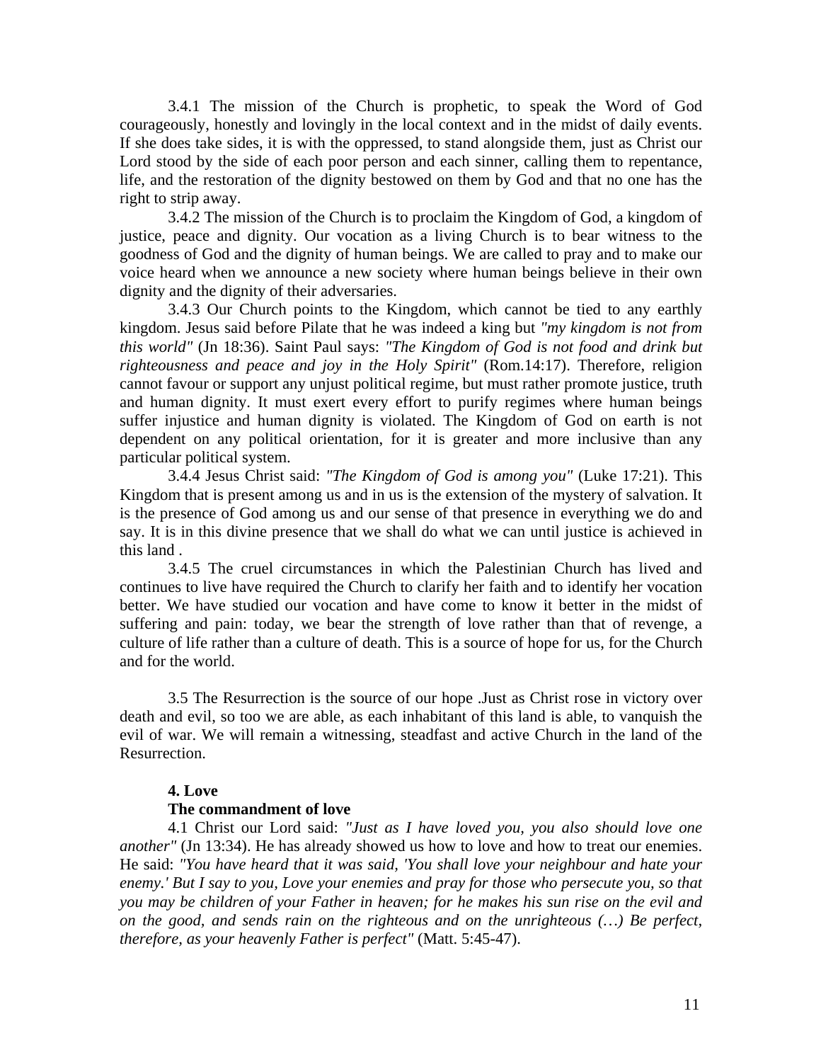3.4.1 The mission of the Church is prophetic, to speak the Word of God courageously, honestly and lovingly in the local context and in the midst of daily events. If she does take sides, it is with the oppressed, to stand alongside them, just as Christ our Lord stood by the side of each poor person and each sinner, calling them to repentance, life, and the restoration of the dignity bestowed on them by God and that no one has the right to strip away.

3.4.2 The mission of the Church is to proclaim the Kingdom of God, a kingdom of justice, peace and dignity. Our vocation as a living Church is to bear witness to the goodness of God and the dignity of human beings. We are called to pray and to make our voice heard when we announce a new society where human beings believe in their own dignity and the dignity of their adversaries.

3.4.3 Our Church points to the Kingdom, which cannot be tied to any earthly kingdom. Jesus said before Pilate that he was indeed a king but *"my kingdom is not from this world"* (Jn 18:36). Saint Paul says: *"The Kingdom of God is not food and drink but righteousness and peace and joy in the Holy Spirit"* (Rom.14:17). Therefore, religion cannot favour or support any unjust political regime, but must rather promote justice, truth and human dignity. It must exert every effort to purify regimes where human beings suffer injustice and human dignity is violated. The Kingdom of God on earth is not dependent on any political orientation, for it is greater and more inclusive than any particular political system.

3.4.4 Jesus Christ said: *"The Kingdom of God is among you"* (Luke 17:21). This Kingdom that is present among us and in us is the extension of the mystery of salvation. It is the presence of God among us and our sense of that presence in everything we do and say. It is in this divine presence that we shall do what we can until justice is achieved in this land .

3.4.5 The cruel circumstances in which the Palestinian Church has lived and continues to live have required the Church to clarify her faith and to identify her vocation better. We have studied our vocation and have come to know it better in the midst of suffering and pain: today, we bear the strength of love rather than that of revenge, a culture of life rather than a culture of death. This is a source of hope for us, for the Church and for the world.

3.5 The Resurrection is the source of our hope .Just as Christ rose in victory over death and evil, so too we are able, as each inhabitant of this land is able, to vanquish the evil of war. We will remain a witnessing, steadfast and active Church in the land of the Resurrection.

**4. Love**

**The commandment of love**

4.1 Christ our Lord said: *"Just as I have loved you, you also should love one another"* (Jn 13:34). He has already showed us how to love and how to treat our enemies. He said: *"You have heard that it was said, 'You shall love your neighbour and hate your enemy.' But I say to you, Love your enemies and pray for those who persecute you, so that you may be children of your Father in heaven; for he makes his sun rise on the evil and on the good, and sends rain on the righteous and on the unrighteous (…) Be perfect, therefore, as your heavenly Father is perfect"* (Matt. 5:45-47).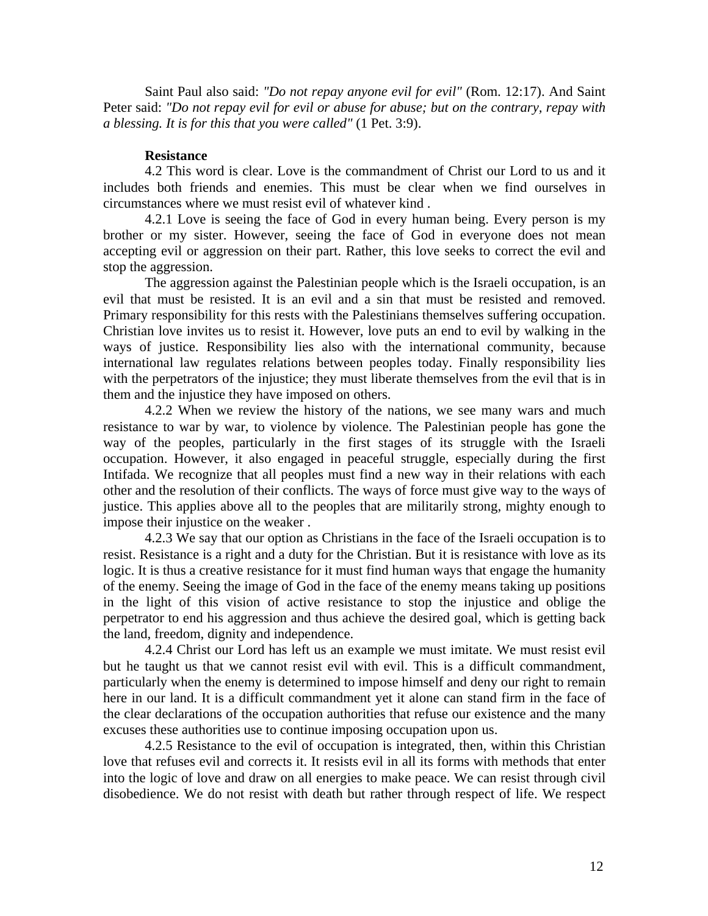Saint Paul also said: *"Do not repay anyone evil for evil"* (Rom. 12:17). And Saint Peter said: *"Do not repay evil for evil or abuse for abuse; but on the contrary, repay with a blessing. It is for this that you were called"* (1 Pet. 3:9).

**Resistance**

4.2 This word is clear. Love is the commandment of Christ our Lord to us and it includes both friends and enemies. This must be clear when we find ourselves in circumstances where we must resist evil of whatever kind .

4.2.1 Love is seeing the face of God in every human being. Every person is my brother or my sister. However, seeing the face of God in everyone does not mean accepting evil or aggression on their part. Rather, this love seeks to correct the evil and stop the aggression.

The aggression against the Palestinian people which is the Israeli occupation, is an evil that must be resisted. It is an evil and a sin that must be resisted and removed. Primary responsibility for this rests with the Palestinians themselves suffering occupation. Christian love invites us to resist it. However, love puts an end to evil by walking in the ways of justice. Responsibility lies also with the international community, because international law regulates relations between peoples today. Finally responsibility lies with the perpetrators of the injustice; they must liberate themselves from the evil that is in them and the injustice they have imposed on others.

4.2.2 When we review the history of the nations, we see many wars and much resistance to war by war, to violence by violence. The Palestinian people has gone the way of the peoples, particularly in the first stages of its struggle with the Israeli occupation. However, it also engaged in peaceful struggle, especially during the first Intifada. We recognize that all peoples must find a new way in their relations with each other and the resolution of their conflicts. The ways of force must give way to the ways of justice. This applies above all to the peoples that are militarily strong, mighty enough to impose their injustice on the weaker .

4.2.3 We say that our option as Christians in the face of the Israeli occupation is to resist. Resistance is a right and a duty for the Christian. But it is resistance with love as its logic. It is thus a creative resistance for it must find human ways that engage the humanity of the enemy. Seeing the image of God in the face of the enemy means taking up positions in the light of this vision of active resistance to stop the injustice and oblige the perpetrator to end his aggression and thus achieve the desired goal, which is getting back the land, freedom, dignity and independence.

4.2.4 Christ our Lord has left us an example we must imitate. We must resist evil but he taught us that we cannot resist evil with evil. This is a difficult commandment, particularly when the enemy is determined to impose himself and deny our right to remain here in our land. It is a difficult commandment yet it alone can stand firm in the face of the clear declarations of the occupation authorities that refuse our existence and the many excuses these authorities use to continue imposing occupation upon us.

4.2.5 Resistance to the evil of occupation is integrated, then, within this Christian love that refuses evil and corrects it. It resists evil in all its forms with methods that enter into the logic of love and draw on all energies to make peace. We can resist through civil disobedience. We do not resist with death but rather through respect of life. We respect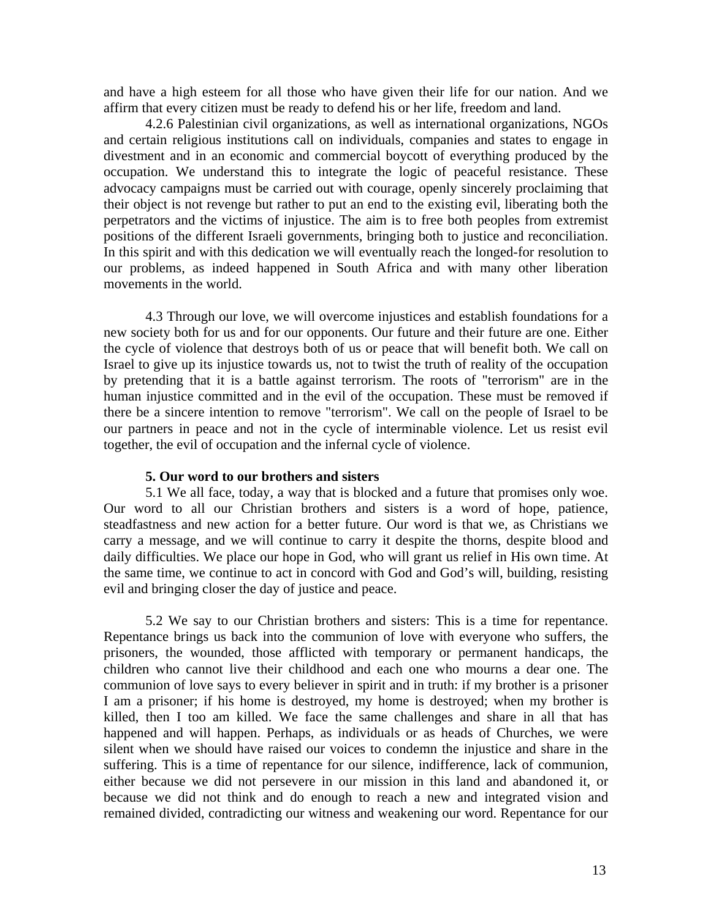and have a high esteem for all those who have given their life for our nation. And we affirm that every citizen must be ready to defend his or her life, freedom and land.

4.2.6 Palestinian civil organizations, as well as international organizations, NGOs and certain religious institutions call on individuals, companies and states to engage in divestment and in an economic and commercial boycott of everything produced by the occupation. We understand this to integrate the logic of peaceful resistance. These advocacy campaigns must be carried out with courage, openly sincerely proclaiming that their object is not revenge but rather to put an end to the existing evil, liberating both the perpetrators and the victims of injustice. The aim is to free both peoples from extremist positions of the different Israeli governments, bringing both to justice and reconciliation. In this spirit and with this dedication we will eventually reach the longed-for resolution to our problems, as indeed happened in South Africa and with many other liberation movements in the world.

4.3 Through our love, we will overcome injustices and establish foundations for a new society both for us and for our opponents. Our future and their future are one. Either the cycle of violence that destroys both of us or peace that will benefit both. We call on Israel to give up its injustice towards us, not to twist the truth of reality of the occupation by pretending that it is a battle against terrorism. The roots of "terrorism" are in the human injustice committed and in the evil of the occupation. These must be removed if there be a sincere intention to remove "terrorism". We call on the people of Israel to be our partners in peace and not in the cycle of interminable violence. Let us resist evil together, the evil of occupation and the infernal cycle of violence.

## 5. Our word to our brothers and sisters

5.1 We all face, today, a way that is blocked and a future that promises only woe. Our word to all our Christian brothers and sisters is a word of hope, patience, steadfastness and new action for a better future. Our word is that we, as Christians we carry a message, and we will continue to carry it despite the thorns, despite blood and daily difficulties. We place our hope in God, who will grant us relief in His own time. At the same time, we continue to act in concord with God and God's will, building, resisting evil and bringing closer the day of justice and peace.

5.2 We say to our Christian brothers and sisters: This is a time for repentance. Repentance brings us back into the communion of love with everyone who suffers, the prisoners, the wounded, those afflicted with temporary or permanent handicaps, the children who cannot live their childhood and each one who mourns a dear one. The communion of love says to every believer in spirit and in truth: if my brother is a prisoner I am a prisoner; if his home is destroyed, my home is destroyed; when my brother is killed, then I too am killed. We face the same challenges and share in all that has happened and will happen. Perhaps, as individuals or as heads of Churches, we were silent when we should have raised our voices to condemn the injustice and share in the suffering. This is a time of repentance for our silence, indifference, lack of communion, either because we did not persevere in our mission in this land and abandoned it, or because we did not think and do enough to reach a new and integrated vision and remained divided, contradicting our witness and weakening our word. Repentance for our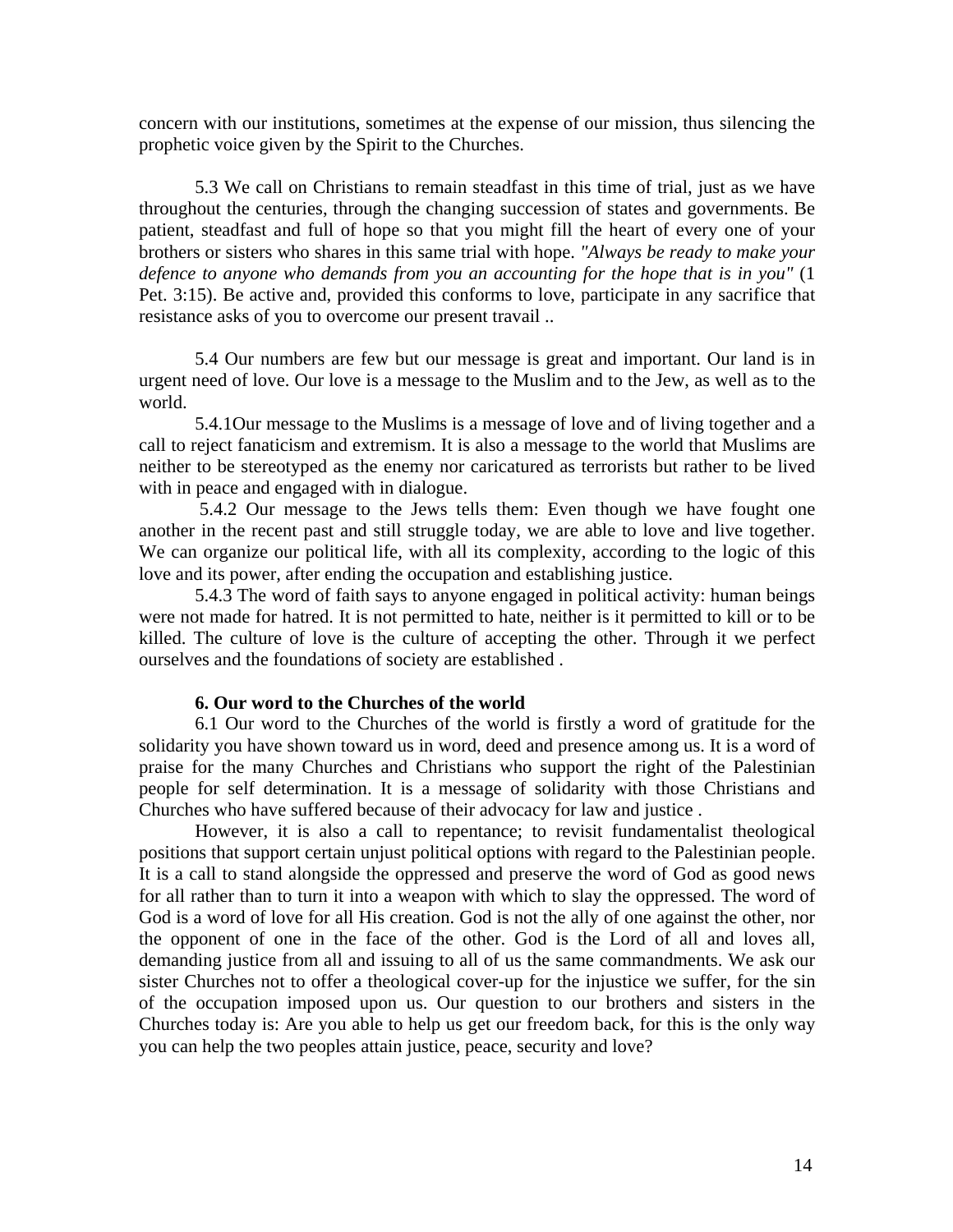concern with our institutions, sometimes at the expense of our mission, thus silencing the prophetic voice given by the Spirit to the Churches.

5.3 We call on Christians to remain steadfast in this time of trial, just as we have throughout the centuries, through the changing succession of states and governments. Be patient, steadfast and full of hope so that you might fill the heart of every one of your brothers or sisters who shares in this same trial with hope. *"Always be ready to make your defence to anyone who demands from you an accounting for the hope that is in you"* (1 Pet. 3:15). Be active and, provided this conforms to love, participate in any sacrifice that resistance asks of you to overcome our present travail ..

5.4 Our numbers are few but our message is great and important. Our land is in urgent need of love. Our love is a message to the Muslim and to the Jew, as well as to the world.

5.4.1Our message to the Muslims is a message of love and of living together and a call to reject fanaticism and extremism. It is also a message to the world that Muslims are neither to be stereotyped as the enemy nor caricatured as terrorists but rather to be lived with in peace and engaged with in dialogue.

5.4.2 Our message to the Jews tells them: Even though we have fought one another in the recent past and still struggle today, we are able to love and live together. We can organize our political life, with all its complexity, according to the logic of this love and its power, after ending the occupation and establishing justice.

5.4.3 The word of faith says to anyone engaged in political activity: human beings were not made for hatred. It is not permitted to hate, neither is it permitted to kill or to be killed. The culture of love is the culture of accepting the other. Through it we perfect ourselves and the foundations of society are established .

**6. Our word to the Churches of the world**

6.1 Our word to the Churches of the world is firstly a word of gratitude for the solidarity you have shown toward us in word, deed and presence among us. It is a word of praise for the many Churches and Christians who support the right of the Palestinian people for self determination. It is a message of solidarity with those Christians and Churches who have suffered because of their advocacy for law and justice .

However, it is also a call to repentance; to revisit fundamentalist theological positions that support certain unjust political options with regard to the Palestinian people. It is a call to stand alongside the oppressed and preserve the word of God as good news for all rather than to turn it into a weapon with which to slay the oppressed. The word of God is a word of love for all His creation. God is not the ally of one against the other, nor the opponent of one in the face of the other. God is the Lord of all and loves all, demanding justice from all and issuing to all of us the same commandments. We ask our sister Churches not to offer a theological cover-up for the injustice we suffer, for the sin of the occupation imposed upon us. Our question to our brothers and sisters in the Churches today is: Are you able to help us get our freedom back, for this is the only way you can help the two peoples attain justice, peace, security and love?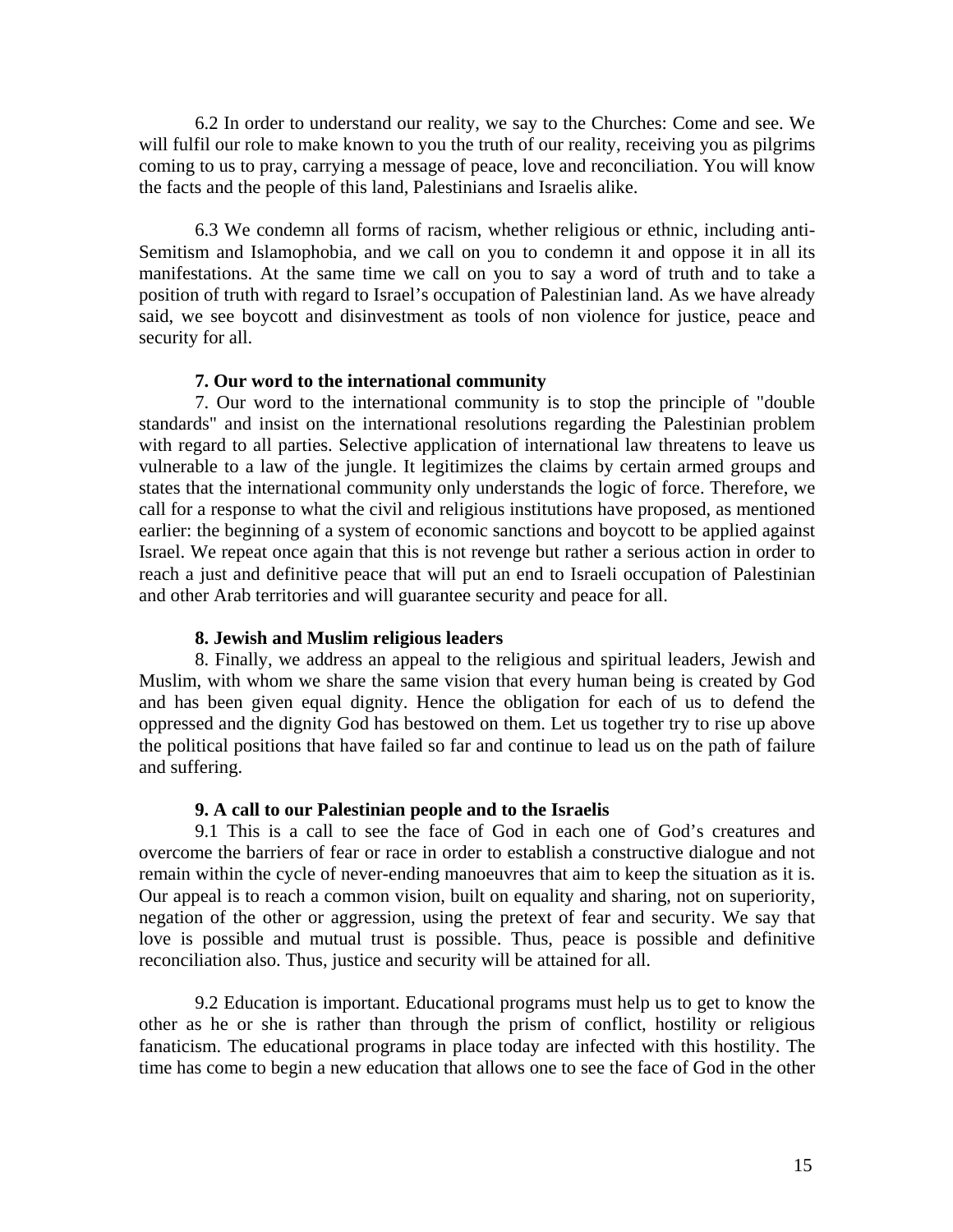6.2 In order to understand our reality, we say to the Churches: Come and see. We will fulfil our role to make known to you the truth of our reality, receiving you as pilgrims coming to us to pray, carrying a message of peace, love and reconciliation. You will know the facts and the people of this land, Palestinians and Israelis alike.

6.3 We condemn all forms of racism, whether religious or ethnic, including anti-Semitism and Islamophobia, and we call on you to condemn it and oppose it in all its manifestations. At the same time we call on you to say a word of truth and to take a position of truth with regard to Israel's occupation of Palestinian land. As we have already said, we see boycott and disinvestment as tools of non violence for justice, peace and security for all.

**7. Our word to the international community**

7. Our word to the international community is to stop the principle of "double standards" and insist on the international resolutions regarding the Palestinian problem with regard to all parties. Selective application of international law threatens to leave us vulnerable to a law of the jungle. It legitimizes the claims by certain armed groups and states that the international community only understands the logic of force. Therefore, we call for a response to what the civil and religious institutions have proposed, as mentioned earlier: the beginning of a system of economic sanctions and boycott to be applied against Israel. We repeat once again that this is not revenge but rather a serious action in order to reach a just and definitive peace that will put an end to Israeli occupation of Palestinian and other Arab territories and will guarantee security and peace for all.

**8. Jewish and Muslim religious leaders**

8. Finally, we address an appeal to the religious and spiritual leaders, Jewish and Muslim, with whom we share the same vision that every human being is created by God and has been given equal dignity. Hence the obligation for each of us to defend the oppressed and the dignity God has bestowed on them. Let us together try to rise up above the political positions that have failed so far and continue to lead us on the path of failure and suffering.

**9. A call to our Palestinian people and to the Israelis**

9.1 This is a call to see the face of God in each one of God's creatures and overcome the barriers of fear or race in order to establish a constructive dialogue and not remain within the cycle of never-ending manoeuvres that aim to keep the situation as it is. Our appeal is to reach a common vision, built on equality and sharing, not on superiority, negation of the other or aggression, using the pretext of fear and security. We say that love is possible and mutual trust is possible. Thus, peace is possible and definitive reconciliation also. Thus, justice and security will be attained for all.

9.2 Education is important. Educational programs must help us to get to know the other as he or she is rather than through the prism of conflict, hostility or religious fanaticism. The educational programs in place today are infected with this hostility. The time has come to begin a new education that allows one to see the face of God in the other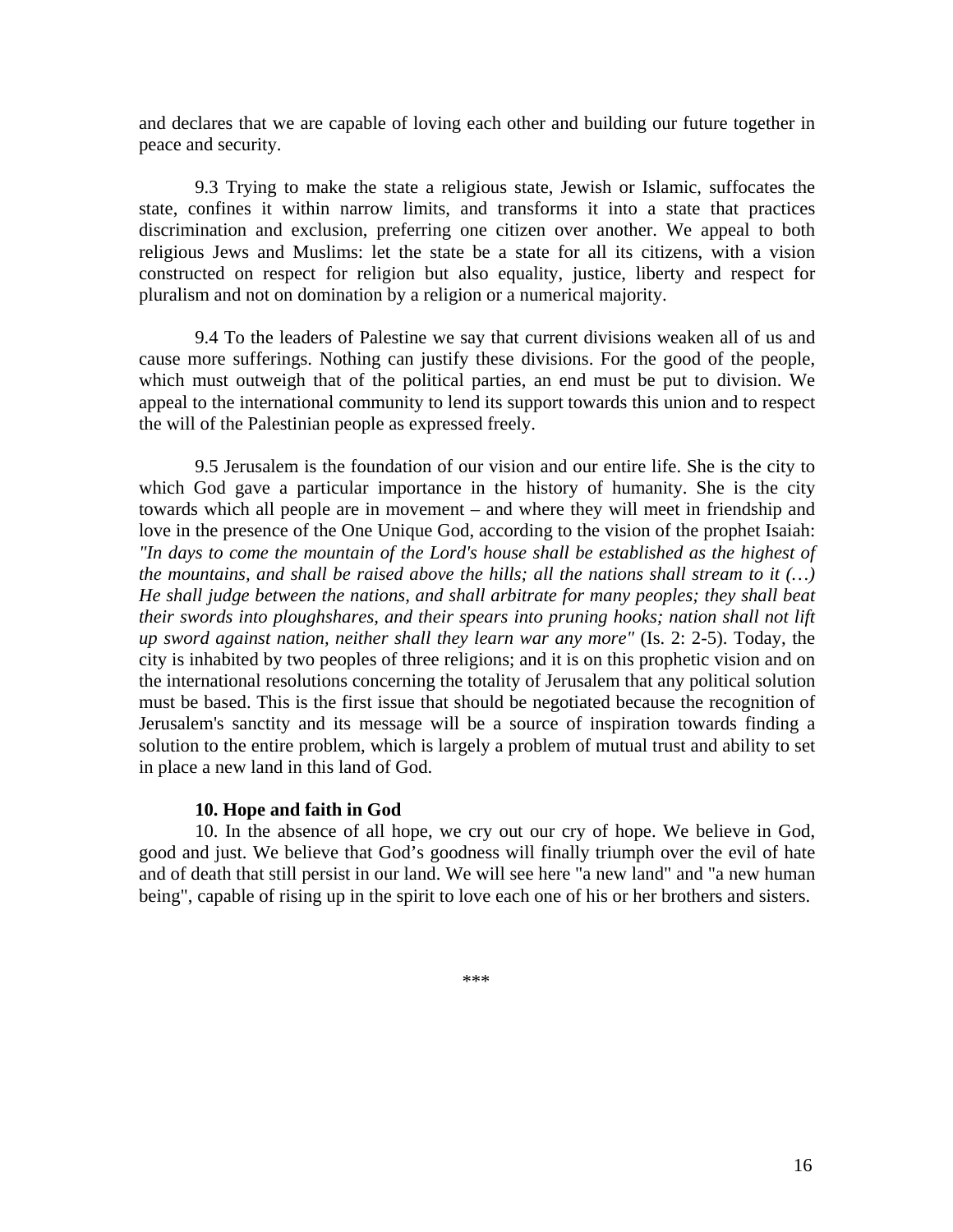and declares that we are capable of loving each other and building our future together in peace and security.

9.3 Trying to make the state a religious state, Jewish or Islamic, suffocates the state, confines it within narrow limits, and transforms it into a state that practices discrimination and exclusion, preferring one citizen over another. We appeal to both religious Jews and Muslims: let the state be a state for all its citizens, with a vision constructed on respect for religion but also equality, justice, liberty and respect for pluralism and not on domination by a religion or a numerical majority.

9.4 To the leaders of Palestine we say that current divisions weaken all of us and cause more sufferings. Nothing can justify these divisions. For the good of the people, which must outweigh that of the political parties, an end must be put to division. We appeal to the international community to lend its support towards this union and to respect the will of the Palestinian people as expressed freely.

9.5 Jerusalem is the foundation of our vision and our entire life. She is the city to which God gave a particular importance in the history of humanity. She is the city towards which all people are in movement – and where they will meet in friendship and love in the presence of the One Unique God, according to the vision of the prophet Isaiah: *"In days to come the mountain of the Lord's house shall be established as the highest of the mountains, and shall be raised above the hills; all the nations shall stream to it (…) He shall judge between the nations, and shall arbitrate for many peoples; they shall beat their swords into ploughshares, and their spears into pruning hooks; nation shall not lift up sword against nation, neither shall they learn war any more"* (Is. 2: 2-5). Today, the city is inhabited by two peoples of three religions; and it is on this prophetic vision and on the international resolutions concerning the totality of Jerusalem that any political solution must be based. This is the first issue that should be negotiated because the recognition of Jerusalem's sanctity and its message will be a source of inspiration towards finding a solution to the entire problem, which is largely a problem of mutual trust and ability to set in place a new land in this land of God.

## 10. Hope and faith in God

10. In the absence of all hope, we cry out our cry of hope. We believe in God, good and just. We believe that God's goodness will finally triumph over the evil of hate and of death that still persist in our land. We will see here "a new land" and "a new human being", capable of rising up in the spirit to love each one of his or her brothers and sisters.

***